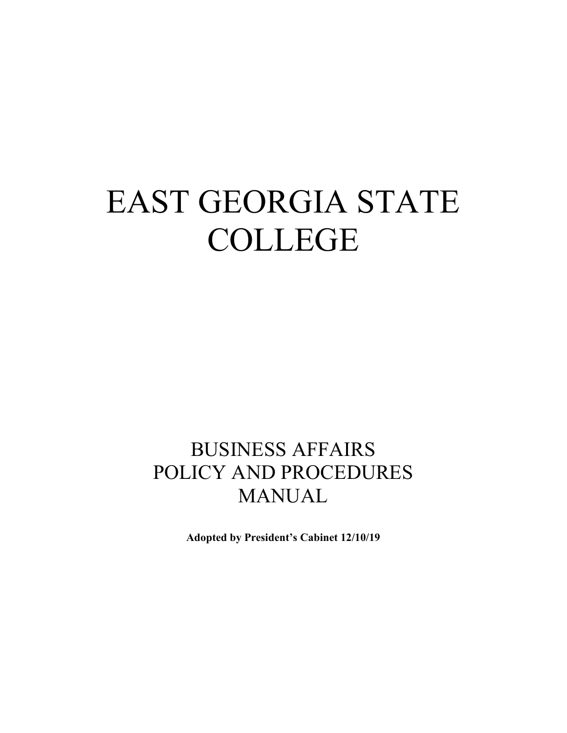# EAST GEORGIA STATE COLLEGE

## BUSINESS AFFAIRS POLICY AND PROCEDURES MANUAL

**Adopted by President's Cabinet 12/10/19**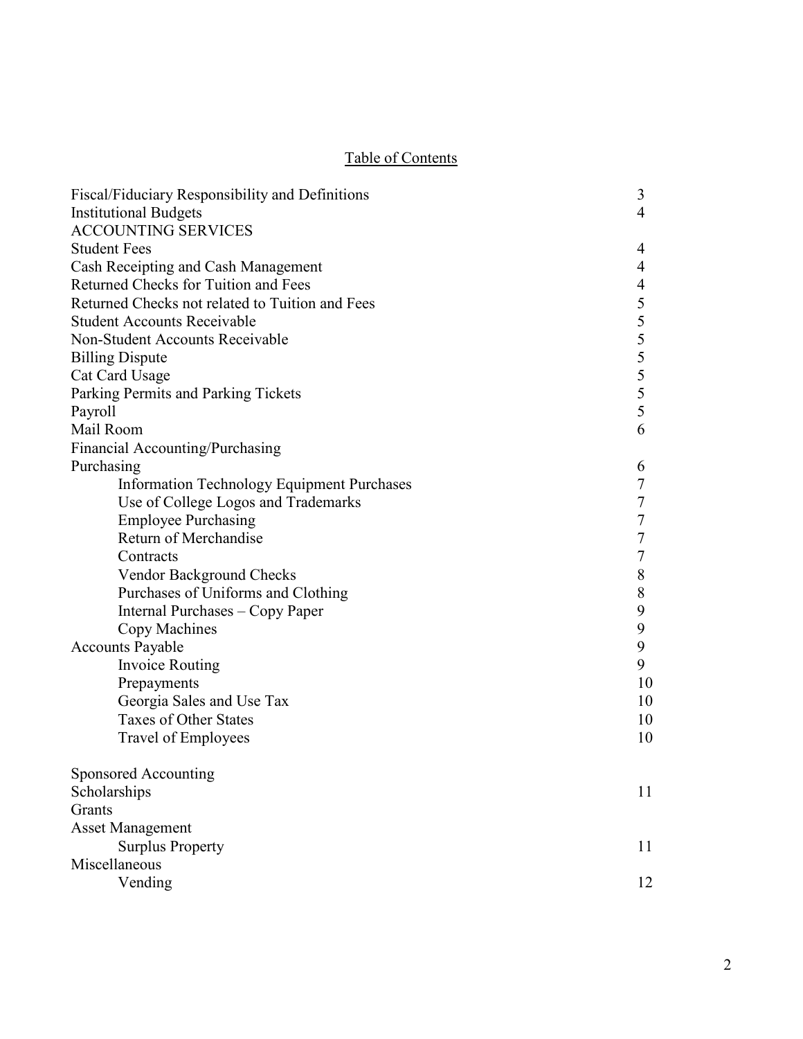## Table of Contents

| | |
|---|---|
| Fiscal/Fiduciary Responsibility and Definitions | 3 |
| Institutional Budgets | 4 |
| ACCOUNTING SERVICES | |
| Student Fees | 4 |
| Cash Receipting and Cash Management | 4 |
| Returned Checks for Tuition and Fees | 4 |
| Returned Checks not related to Tuition and Fees | 5 |
| Student Accounts Receivable | 5 |
| Non-Student Accounts Receivable | 5 |
| Billing Dispute | 5 |
| Cat Card Usage | 5 |
| Parking Permits and Parking Tickets | 5 |
| Payroll | 5 |
| Mail Room | 6 |
| Financial Accounting/Purchasing | |
| Purchasing | 6 |
| &nbsp;&nbsp;&nbsp;&nbsp;Information Technology Equipment Purchases | 7 |
| &nbsp;&nbsp;&nbsp;&nbsp;Use of College Logos and Trademarks | 7 |
| &nbsp;&nbsp;&nbsp;&nbsp;Employee Purchasing | 7 |
| &nbsp;&nbsp;&nbsp;&nbsp;Return of Merchandise | 7 |
| &nbsp;&nbsp;&nbsp;&nbsp;Contracts | 7 |
| &nbsp;&nbsp;&nbsp;&nbsp;Vendor Background Checks | 8 |
| &nbsp;&nbsp;&nbsp;&nbsp;Purchases of Uniforms and Clothing | 8 |
| &nbsp;&nbsp;&nbsp;&nbsp;Internal Purchases – Copy Paper | 9 |
| &nbsp;&nbsp;&nbsp;&nbsp;Copy Machines | 9 |
| Accounts Payable | 9 |
| &nbsp;&nbsp;&nbsp;&nbsp;Invoice Routing | 9 |
| &nbsp;&nbsp;&nbsp;&nbsp;Prepayments | 10 |
| &nbsp;&nbsp;&nbsp;&nbsp;Georgia Sales and Use Tax | 10 |
| &nbsp;&nbsp;&nbsp;&nbsp;Taxes of Other States | 10 |
| &nbsp;&nbsp;&nbsp;&nbsp;Travel of Employees | 10 |
| Sponsored Accounting | |
| Scholarships | 11 |
| Grants | |
| Asset Management | |
| &nbsp;&nbsp;&nbsp;&nbsp;Surplus Property | 11 |
| Miscellaneous | |
| &nbsp;&nbsp;&nbsp;&nbsp;Vending | 12 |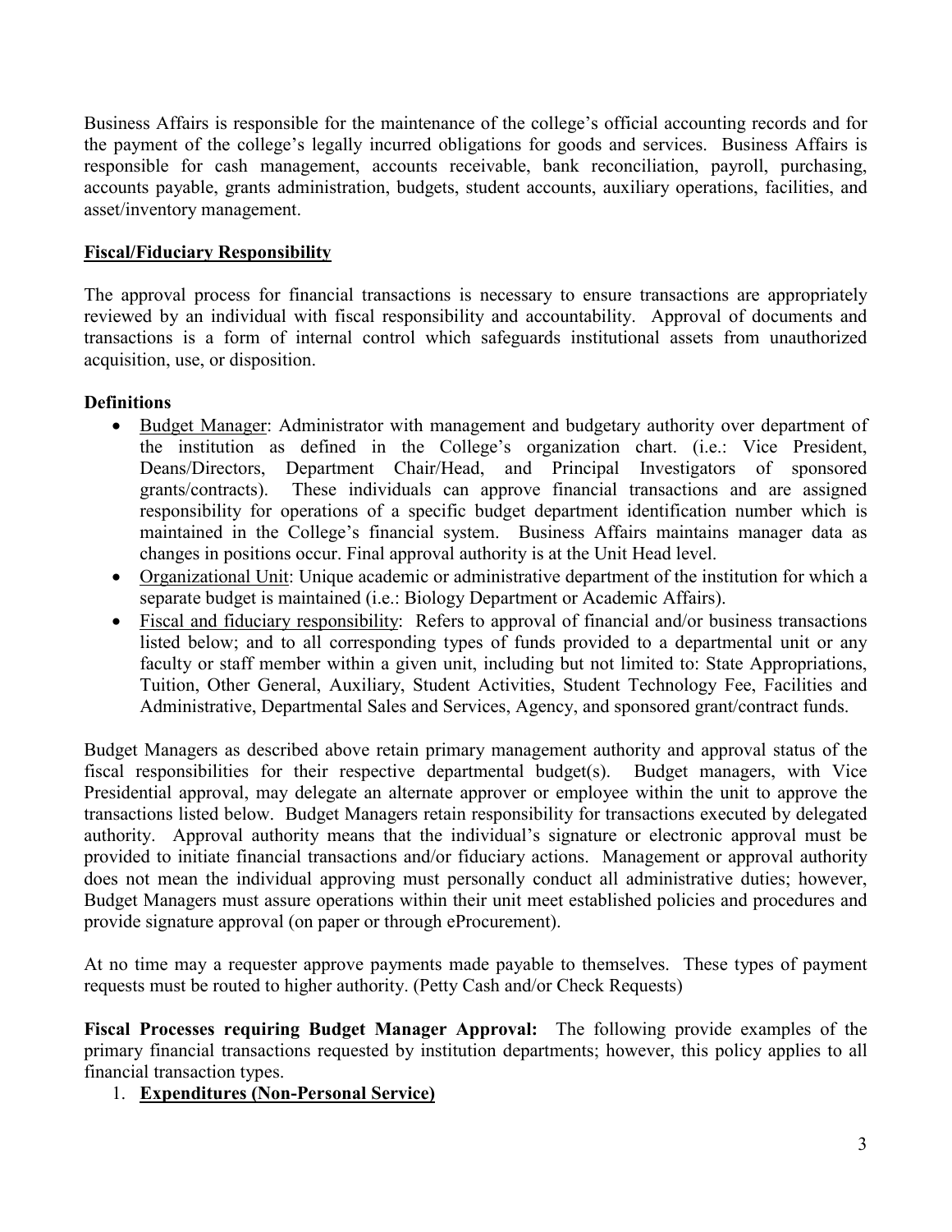Business Affairs is responsible for the maintenance of the college's official accounting records and for the payment of the college's legally incurred obligations for goods and services. Business Affairs is responsible for cash management, accounts receivable, bank reconciliation, payroll, purchasing, accounts payable, grants administration, budgets, student accounts, auxiliary operations, facilities, and asset/inventory management.

## Fiscal/Fiduciary Responsibility

The approval process for financial transactions is necessary to ensure transactions are appropriately reviewed by an individual with fiscal responsibility and accountability. Approval of documents and transactions is a form of internal control which safeguards institutional assets from unauthorized acquisition, use, or disposition.

### Definitions

- Budget Manager: Administrator with management and budgetary authority over department of the institution as defined in the College's organization chart. (i.e.: Vice President, Deans/Directors, Department Chair/Head, and Principal Investigators of sponsored grants/contracts). These individuals can approve financial transactions and are assigned responsibility for operations of a specific budget department identification number which is maintained in the College's financial system. Business Affairs maintains manager data as changes in positions occur. Final approval authority is at the Unit Head level.
- Organizational Unit: Unique academic or administrative department of the institution for which a separate budget is maintained (i.e.: Biology Department or Academic Affairs).
- Fiscal and fiduciary responsibility: Refers to approval of financial and/or business transactions listed below; and to all corresponding types of funds provided to a departmental unit or any faculty or staff member within a given unit, including but not limited to: State Appropriations, Tuition, Other General, Auxiliary, Student Activities, Student Technology Fee, Facilities and Administrative, Departmental Sales and Services, Agency, and sponsored grant/contract funds.

Budget Managers as described above retain primary management authority and approval status of the fiscal responsibilities for their respective departmental budget(s). Budget managers, with Vice Presidential approval, may delegate an alternate approver or employee within the unit to approve the transactions listed below. Budget Managers retain responsibility for transactions executed by delegated authority. Approval authority means that the individual's signature or electronic approval must be provided to initiate financial transactions and/or fiduciary actions. Management or approval authority does not mean the individual approving must personally conduct all administrative duties; however, Budget Managers must assure operations within their unit meet established policies and procedures and provide signature approval (on paper or through eProcurement).

At no time may a requester approve payments made payable to themselves. These types of payment requests must be routed to higher authority. (Petty Cash and/or Check Requests)

**Fiscal Processes requiring Budget Manager Approval:** The following provide examples of the primary financial transactions requested by institution departments; however, this policy applies to all financial transaction types.

1. **Expenditures (Non-Personal Service)**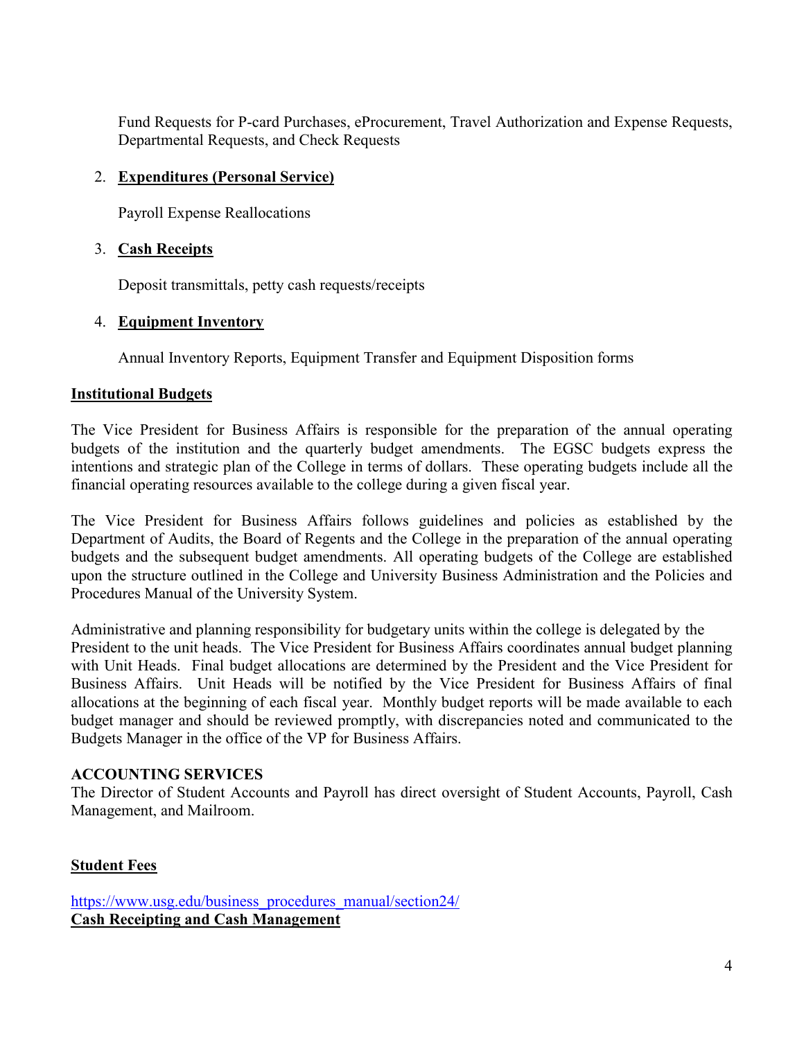Fund Requests for P-card Purchases, eProcurement, Travel Authorization and Expense Requests, Departmental Requests, and Check Requests

2. **Expenditures (Personal Service)**

   Payroll Expense Reallocations

3. **Cash Receipts**

   Deposit transmittals, petty cash requests/receipts

4. **Equipment Inventory**

   Annual Inventory Reports, Equipment Transfer and Equipment Disposition forms

## Institutional Budgets

The Vice President for Business Affairs is responsible for the preparation of the annual operating budgets of the institution and the quarterly budget amendments. The EGSC budgets express the intentions and strategic plan of the College in terms of dollars. These operating budgets include all the financial operating resources available to the college during a given fiscal year.

The Vice President for Business Affairs follows guidelines and policies as established by the Department of Audits, the Board of Regents and the College in the preparation of the annual operating budgets and the subsequent budget amendments. All operating budgets of the College are established upon the structure outlined in the College and University Business Administration and the Policies and Procedures Manual of the University System.

Administrative and planning responsibility for budgetary units within the college is delegated by the President to the unit heads. The Vice President for Business Affairs coordinates annual budget planning with Unit Heads. Final budget allocations are determined by the President and the Vice President for Business Affairs. Unit Heads will be notified by the Vice President for Business Affairs of final allocations at the beginning of each fiscal year. Monthly budget reports will be made available to each budget manager and should be reviewed promptly, with discrepancies noted and communicated to the Budgets Manager in the office of the VP for Business Affairs.

## ACCOUNTING SERVICES

The Director of Student Accounts and Payroll has direct oversight of Student Accounts, Payroll, Cash Management, and Mailroom.

## Student Fees

https://www.usg.edu/business_procedures_manual/section24/

## Cash Receipting and Cash Management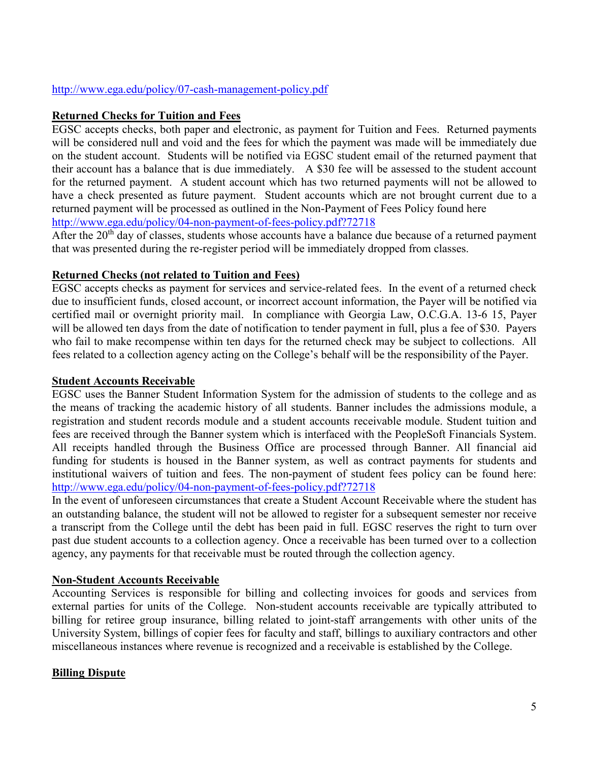http://www.ega.edu/policy/07-cash-management-policy.pdf

**Returned Checks for Tuition and Fees**

EGSC accepts checks, both paper and electronic, as payment for Tuition and Fees. Returned payments will be considered null and void and the fees for which the payment was made will be immediately due on the student account. Students will be notified via EGSC student email of the returned payment that their account has a balance that is due immediately. A $30 fee will be assessed to the student account for the returned payment. A student account which has two returned payments will not be allowed to have a check presented as future payment. Student accounts which are not brought current due to a returned payment will be processed as outlined in the Non-Payment of Fees Policy found here http://www.ega.edu/policy/04-non-payment-of-fees-policy.pdf?72718

After the 20th day of classes, students whose accounts have a balance due because of a returned payment that was presented during the re-register period will be immediately dropped from classes.

**Returned Checks (not related to Tuition and Fees)**

EGSC accepts checks as payment for services and service-related fees. In the event of a returned check due to insufficient funds, closed account, or incorrect account information, the Payer will be notified via certified mail or overnight priority mail. In compliance with Georgia Law, O.C.G.A. 13-6 15, Payer will be allowed ten days from the date of notification to tender payment in full, plus a fee of $30. Payers who fail to make recompense within ten days for the returned check may be subject to collections. All fees related to a collection agency acting on the College's behalf will be the responsibility of the Payer.

**Student Accounts Receivable**

EGSC uses the Banner Student Information System for the admission of students to the college and as the means of tracking the academic history of all students. Banner includes the admissions module, a registration and student records module and a student accounts receivable module. Student tuition and fees are received through the Banner system which is interfaced with the PeopleSoft Financials System. All receipts handled through the Business Office are processed through Banner. All financial aid funding for students is housed in the Banner system, as well as contract payments for students and institutional waivers of tuition and fees. The non-payment of student fees policy can be found here: http://www.ega.edu/policy/04-non-payment-of-fees-policy.pdf?72718

In the event of unforeseen circumstances that create a Student Account Receivable where the student has an outstanding balance, the student will not be allowed to register for a subsequent semester nor receive a transcript from the College until the debt has been paid in full. EGSC reserves the right to turn over past due student accounts to a collection agency. Once a receivable has been turned over to a collection agency, any payments for that receivable must be routed through the collection agency.

**Non-Student Accounts Receivable**

Accounting Services is responsible for billing and collecting invoices for goods and services from external parties for units of the College. Non-student accounts receivable are typically attributed to billing for retiree group insurance, billing related to joint-staff arrangements with other units of the University System, billings of copier fees for faculty and staff, billings to auxiliary contractors and other miscellaneous instances where revenue is recognized and a receivable is established by the College.

**Billing Dispute**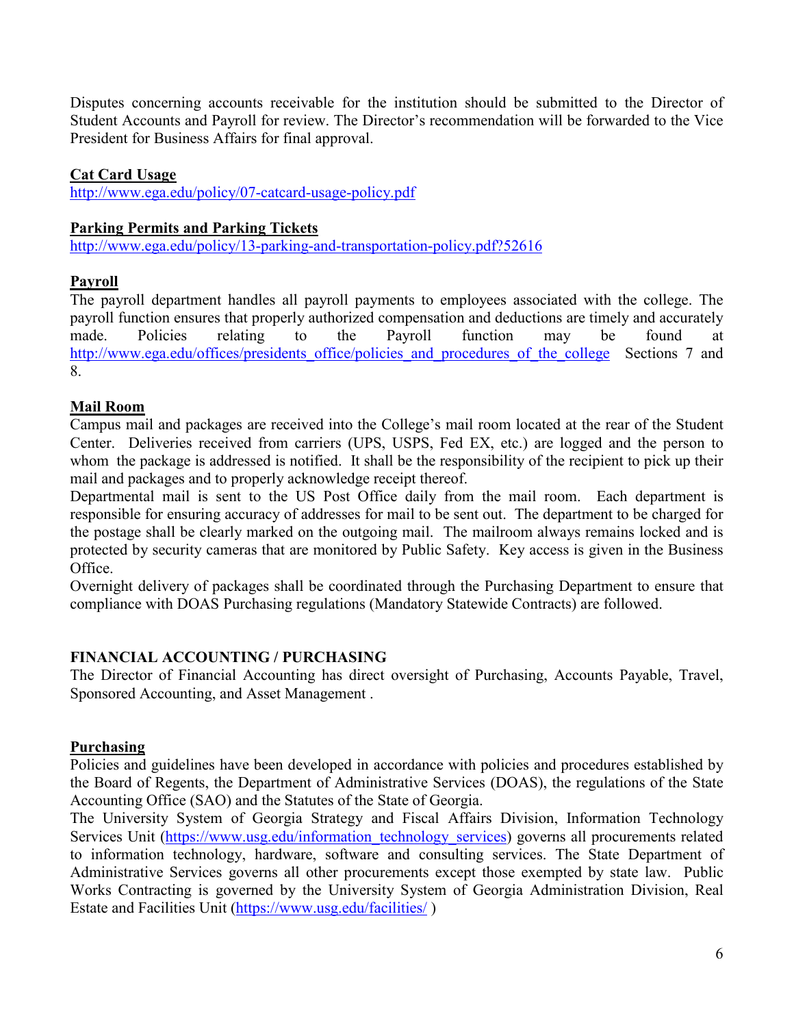Disputes concerning accounts receivable for the institution should be submitted to the Director of Student Accounts and Payroll for review. The Director's recommendation will be forwarded to the Vice President for Business Affairs for final approval.

**Cat Card Usage**
http://www.ega.edu/policy/07-catcard-usage-policy.pdf

**Parking Permits and Parking Tickets**
http://www.ega.edu/policy/13-parking-and-transportation-policy.pdf?52616

**Payroll**
The payroll department handles all payroll payments to employees associated with the college. The payroll function ensures that properly authorized compensation and deductions are timely and accurately made. Policies relating to the Payroll function may be found at http://www.ega.edu/offices/presidents_office/policies_and_procedures_of_the_college Sections 7 and 8.

**Mail Room**
Campus mail and packages are received into the College's mail room located at the rear of the Student Center. Deliveries received from carriers (UPS, USPS, Fed EX, etc.) are logged and the person to whom the package is addressed is notified. It shall be the responsibility of the recipient to pick up their mail and packages and to properly acknowledge receipt thereof.
Departmental mail is sent to the US Post Office daily from the mail room. Each department is responsible for ensuring accuracy of addresses for mail to be sent out. The department to be charged for the postage shall be clearly marked on the outgoing mail. The mailroom always remains locked and is protected by security cameras that are monitored by Public Safety. Key access is given in the Business Office.
Overnight delivery of packages shall be coordinated through the Purchasing Department to ensure that compliance with DOAS Purchasing regulations (Mandatory Statewide Contracts) are followed.

## FINANCIAL ACCOUNTING / PURCHASING

The Director of Financial Accounting has direct oversight of Purchasing, Accounts Payable, Travel, Sponsored Accounting, and Asset Management .

**Purchasing**
Policies and guidelines have been developed in accordance with policies and procedures established by the Board of Regents, the Department of Administrative Services (DOAS), the regulations of the State Accounting Office (SAO) and the Statutes of the State of Georgia.
The University System of Georgia Strategy and Fiscal Affairs Division, Information Technology Services Unit (https://www.usg.edu/information_technology_services) governs all procurements related to information technology, hardware, software and consulting services. The State Department of Administrative Services governs all other procurements except those exempted by state law. Public Works Contracting is governed by the University System of Georgia Administration Division, Real Estate and Facilities Unit (https://www.usg.edu/facilities/ )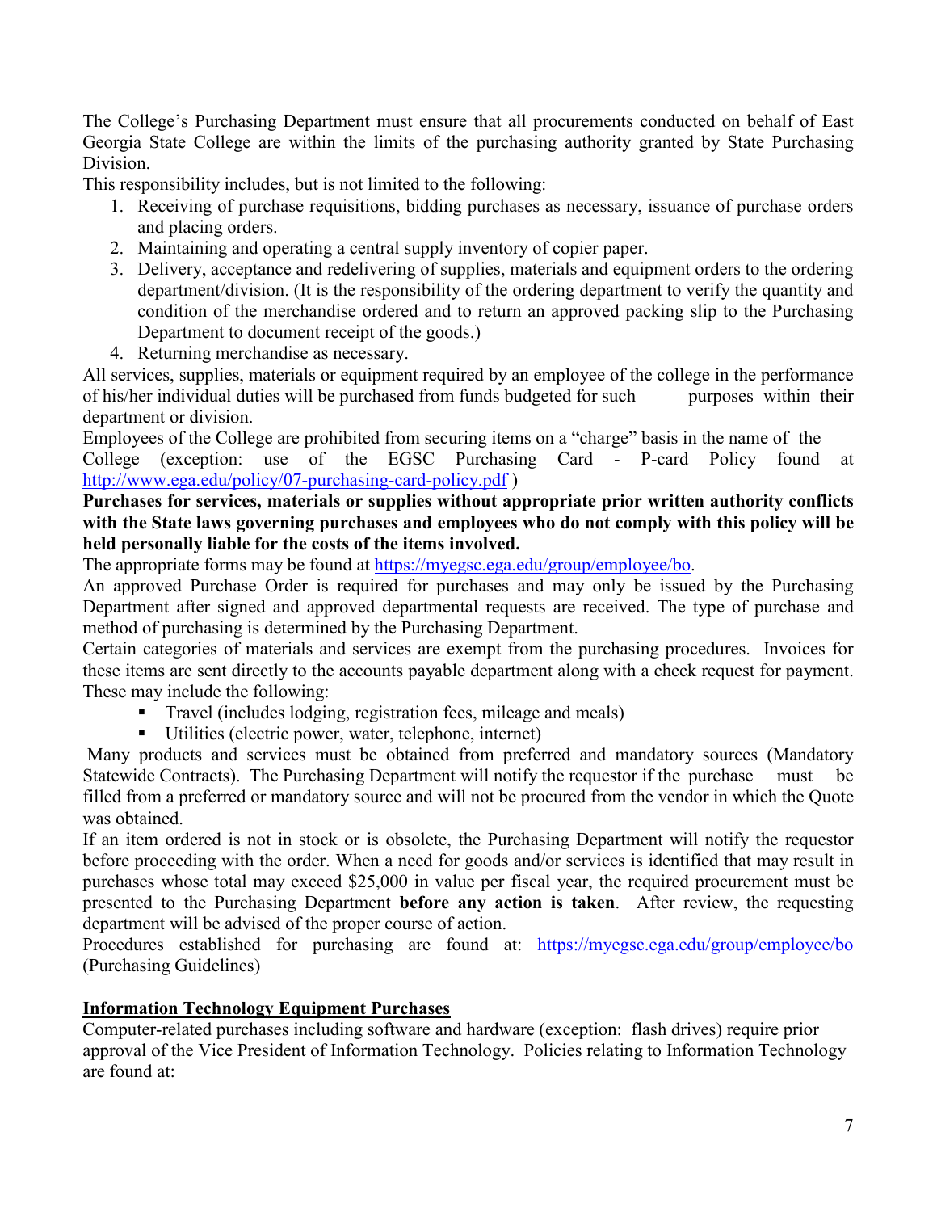The College's Purchasing Department must ensure that all procurements conducted on behalf of East Georgia State College are within the limits of the purchasing authority granted by State Purchasing Division.

This responsibility includes, but is not limited to the following:

1. Receiving of purchase requisitions, bidding purchases as necessary, issuance of purchase orders and placing orders.
2. Maintaining and operating a central supply inventory of copier paper.
3. Delivery, acceptance and redelivering of supplies, materials and equipment orders to the ordering department/division. (It is the responsibility of the ordering department to verify the quantity and condition of the merchandise ordered and to return an approved packing slip to the Purchasing Department to document receipt of the goods.)
4. Returning merchandise as necessary.

All services, supplies, materials or equipment required by an employee of the college in the performance of his/her individual duties will be purchased from funds budgeted for such purposes within their department or division.

Employees of the College are prohibited from securing items on a "charge" basis in the name of the College (exception: use of the EGSC Purchasing Card - P-card Policy found at [http://www.ega.edu/policy/07-purchasing-card-policy.pdf](http://www.ega.edu/policy/07-purchasing-card-policy.pdf) )

**Purchases for services, materials or supplies without appropriate prior written authority conflicts with the State laws governing purchases and employees who do not comply with this policy will be held personally liable for the costs of the items involved.**

The appropriate forms may be found at [https://myegsc.ega.edu/group/employee/bo](https://myegsc.ega.edu/group/employee/bo).

An approved Purchase Order is required for purchases and may only be issued by the Purchasing Department after signed and approved departmental requests are received. The type of purchase and method of purchasing is determined by the Purchasing Department.

Certain categories of materials and services are exempt from the purchasing procedures. Invoices for these items are sent directly to the accounts payable department along with a check request for payment. These may include the following:

- Travel (includes lodging, registration fees, mileage and meals)
- Utilities (electric power, water, telephone, internet)

Many products and services must be obtained from preferred and mandatory sources (Mandatory Statewide Contracts). The Purchasing Department will notify the requestor if the purchase must be filled from a preferred or mandatory source and will not be procured from the vendor in which the Quote was obtained.

If an item ordered is not in stock or is obsolete, the Purchasing Department will notify the requestor before proceeding with the order. When a need for goods and/or services is identified that may result in purchases whose total may exceed $25,000 in value per fiscal year, the required procurement must be presented to the Purchasing Department **before any action is taken**. After review, the requesting department will be advised of the proper course of action.

Procedures established for purchasing are found at: [https://myegsc.ega.edu/group/employee/bo](https://myegsc.ega.edu/group/employee/bo) (Purchasing Guidelines)

**Information Technology Equipment Purchases**

Computer-related purchases including software and hardware (exception: flash drives) require prior approval of the Vice President of Information Technology. Policies relating to Information Technology are found at: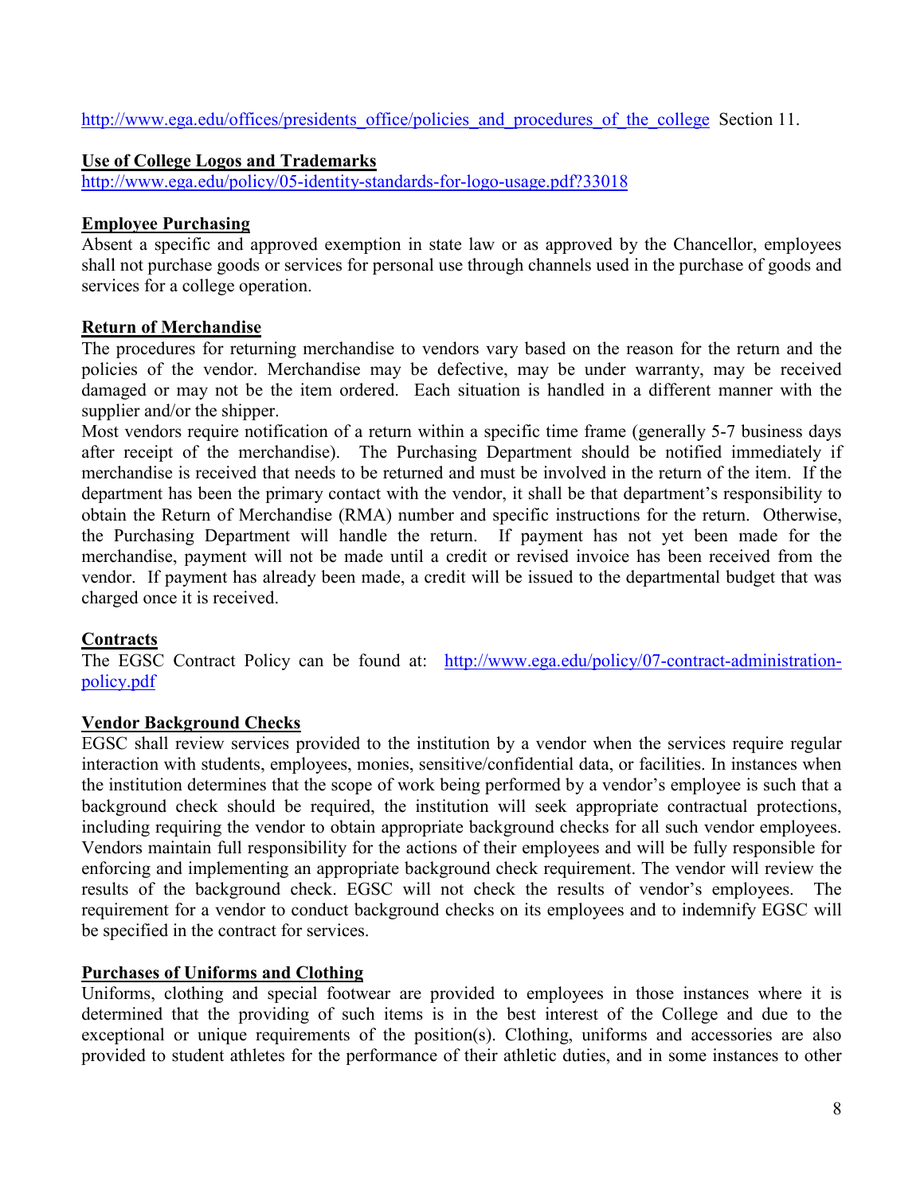http://www.ega.edu/offices/presidents_office/policies_and_procedures_of_the_college Section 11.

**Use of College Logos and Trademarks**
http://www.ega.edu/policy/05-identity-standards-for-logo-usage.pdf?33018

**Employee Purchasing**
Absent a specific and approved exemption in state law or as approved by the Chancellor, employees shall not purchase goods or services for personal use through channels used in the purchase of goods and services for a college operation.

**Return of Merchandise**
The procedures for returning merchandise to vendors vary based on the reason for the return and the policies of the vendor. Merchandise may be defective, may be under warranty, may be received damaged or may not be the item ordered. Each situation is handled in a different manner with the supplier and/or the shipper.

Most vendors require notification of a return within a specific time frame (generally 5-7 business days after receipt of the merchandise). The Purchasing Department should be notified immediately if merchandise is received that needs to be returned and must be involved in the return of the item. If the department has been the primary contact with the vendor, it shall be that department's responsibility to obtain the Return of Merchandise (RMA) number and specific instructions for the return. Otherwise, the Purchasing Department will handle the return. If payment has not yet been made for the merchandise, payment will not be made until a credit or revised invoice has been received from the vendor. If payment has already been made, a credit will be issued to the departmental budget that was charged once it is received.

**Contracts**
The EGSC Contract Policy can be found at: http://www.ega.edu/policy/07-contract-administration-policy.pdf

**Vendor Background Checks**
EGSC shall review services provided to the institution by a vendor when the services require regular interaction with students, employees, monies, sensitive/confidential data, or facilities. In instances when the institution determines that the scope of work being performed by a vendor's employee is such that a background check should be required, the institution will seek appropriate contractual protections, including requiring the vendor to obtain appropriate background checks for all such vendor employees. Vendors maintain full responsibility for the actions of their employees and will be fully responsible for enforcing and implementing an appropriate background check requirement. The vendor will review the results of the background check. EGSC will not check the results of vendor's employees. The requirement for a vendor to conduct background checks on its employees and to indemnify EGSC will be specified in the contract for services.

**Purchases of Uniforms and Clothing**
Uniforms, clothing and special footwear are provided to employees in those instances where it is determined that the providing of such items is in the best interest of the College and due to the exceptional or unique requirements of the position(s). Clothing, uniforms and accessories are also provided to student athletes for the performance of their athletic duties, and in some instances to other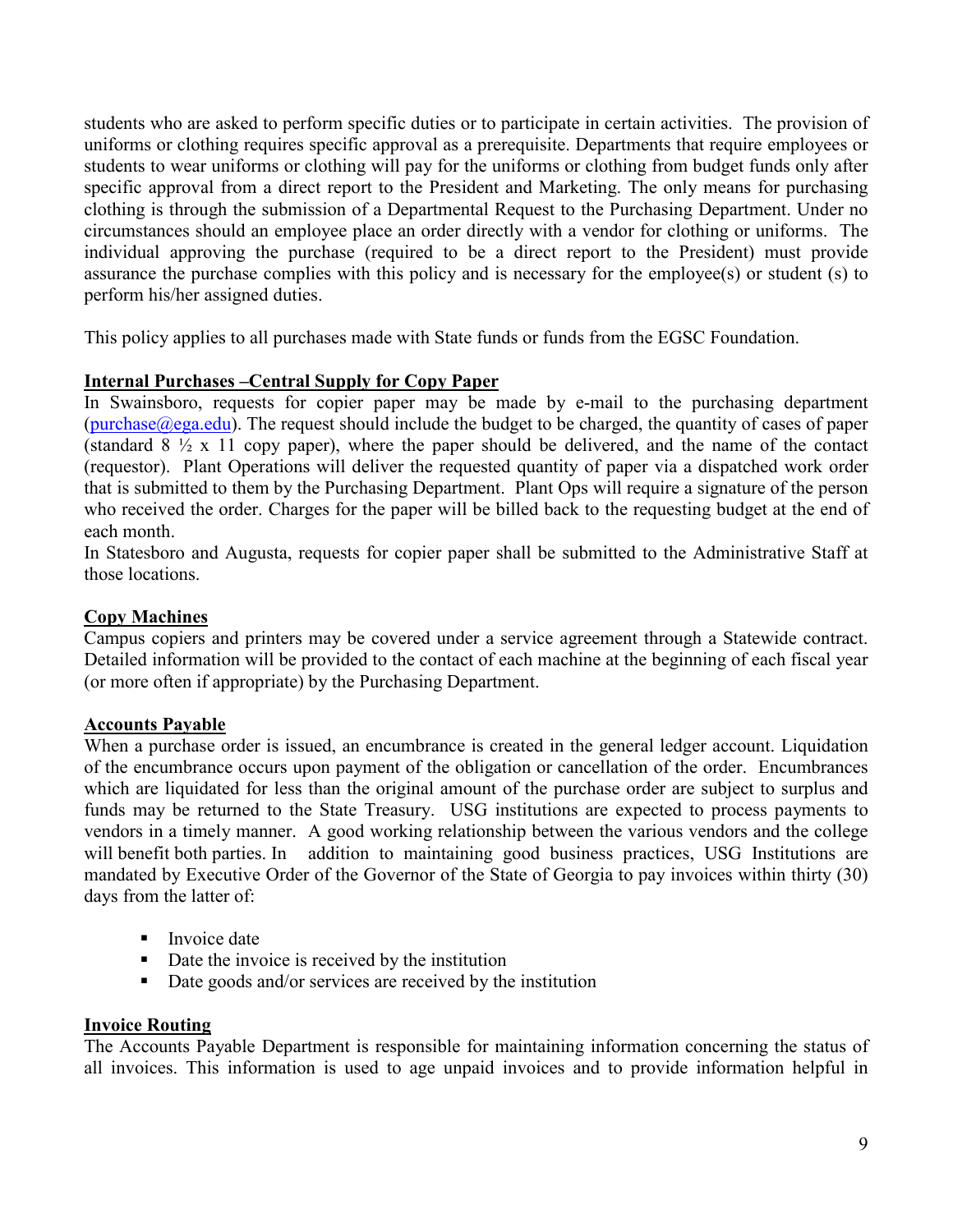students who are asked to perform specific duties or to participate in certain activities. The provision of uniforms or clothing requires specific approval as a prerequisite. Departments that require employees or students to wear uniforms or clothing will pay for the uniforms or clothing from budget funds only after specific approval from a direct report to the President and Marketing. The only means for purchasing clothing is through the submission of a Departmental Request to the Purchasing Department. Under no circumstances should an employee place an order directly with a vendor for clothing or uniforms. The individual approving the purchase (required to be a direct report to the President) must provide assurance the purchase complies with this policy and is necessary for the employee(s) or student (s) to perform his/her assigned duties.

This policy applies to all purchases made with State funds or funds from the EGSC Foundation.

**Internal Purchases –Central Supply for Copy Paper**

In Swainsboro, requests for copier paper may be made by e-mail to the purchasing department (purchase@ega.edu). The request should include the budget to be charged, the quantity of cases of paper (standard 8 ½ x 11 copy paper), where the paper should be delivered, and the name of the contact (requestor). Plant Operations will deliver the requested quantity of paper via a dispatched work order that is submitted to them by the Purchasing Department. Plant Ops will require a signature of the person who received the order. Charges for the paper will be billed back to the requesting budget at the end of each month.

In Statesboro and Augusta, requests for copier paper shall be submitted to the Administrative Staff at those locations.

**Copy Machines**

Campus copiers and printers may be covered under a service agreement through a Statewide contract. Detailed information will be provided to the contact of each machine at the beginning of each fiscal year (or more often if appropriate) by the Purchasing Department.

**Accounts Payable**

When a purchase order is issued, an encumbrance is created in the general ledger account. Liquidation of the encumbrance occurs upon payment of the obligation or cancellation of the order. Encumbrances which are liquidated for less than the original amount of the purchase order are subject to surplus and funds may be returned to the State Treasury. USG institutions are expected to process payments to vendors in a timely manner. A good working relationship between the various vendors and the college will benefit both parties. In addition to maintaining good business practices, USG Institutions are mandated by Executive Order of the Governor of the State of Georgia to pay invoices within thirty (30) days from the latter of:

- Invoice date
- Date the invoice is received by the institution
- Date goods and/or services are received by the institution

**Invoice Routing**

The Accounts Payable Department is responsible for maintaining information concerning the status of all invoices. This information is used to age unpaid invoices and to provide information helpful in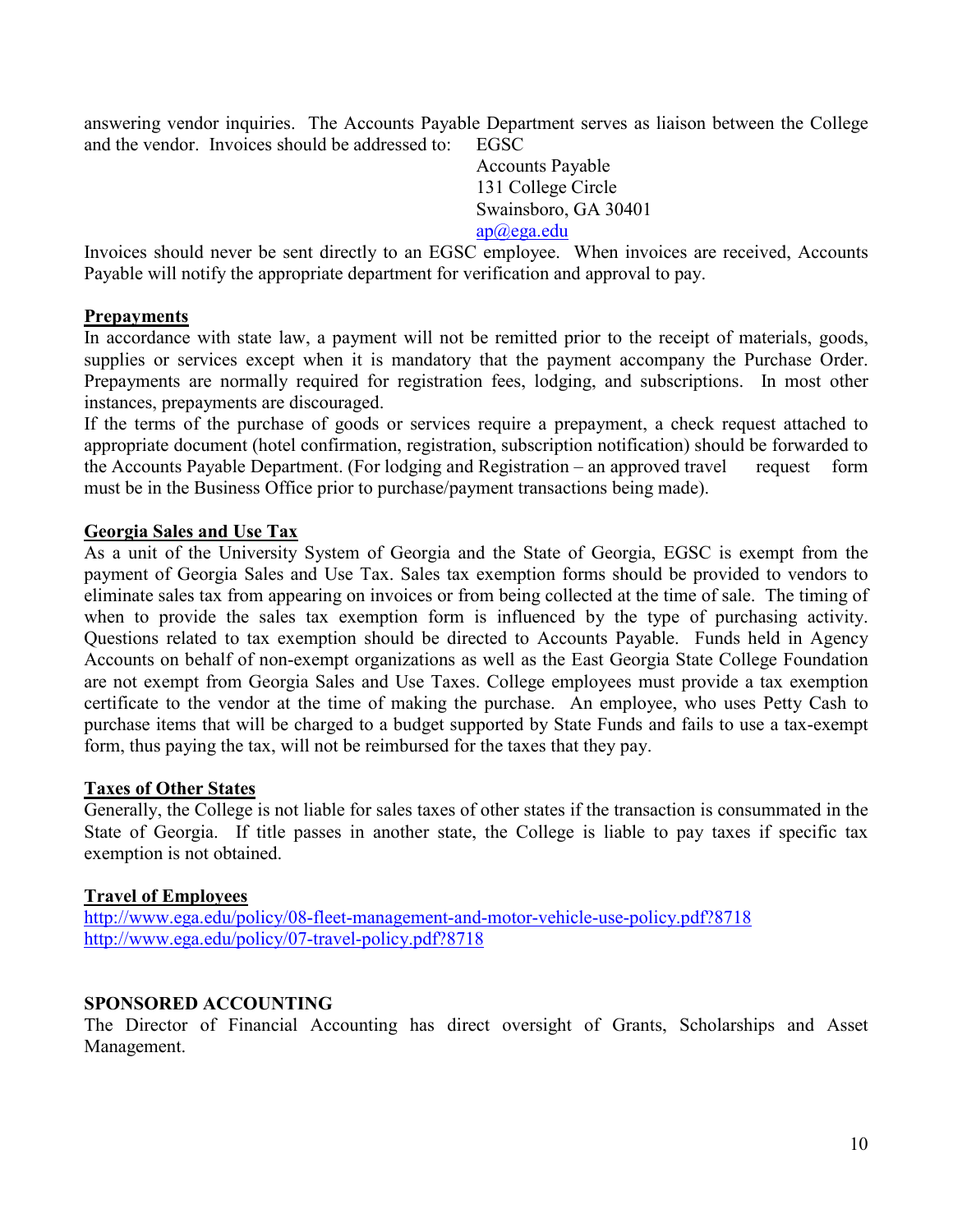answering vendor inquiries. The Accounts Payable Department serves as liaison between the College and the vendor. Invoices should be addressed to:

EGSC
Accounts Payable
131 College Circle
Swainsboro, GA 30401
ap@ega.edu

Invoices should never be sent directly to an EGSC employee. When invoices are received, Accounts Payable will notify the appropriate department for verification and approval to pay.

**Prepayments**

In accordance with state law, a payment will not be remitted prior to the receipt of materials, goods, supplies or services except when it is mandatory that the payment accompany the Purchase Order. Prepayments are normally required for registration fees, lodging, and subscriptions. In most other instances, prepayments are discouraged.

If the terms of the purchase of goods or services require a prepayment, a check request attached to appropriate document (hotel confirmation, registration, subscription notification) should be forwarded to the Accounts Payable Department. (For lodging and Registration – an approved travel request form must be in the Business Office prior to purchase/payment transactions being made).

**Georgia Sales and Use Tax**

As a unit of the University System of Georgia and the State of Georgia, EGSC is exempt from the payment of Georgia Sales and Use Tax. Sales tax exemption forms should be provided to vendors to eliminate sales tax from appearing on invoices or from being collected at the time of sale. The timing of when to provide the sales tax exemption form is influenced by the type of purchasing activity. Questions related to tax exemption should be directed to Accounts Payable. Funds held in Agency Accounts on behalf of non-exempt organizations as well as the East Georgia State College Foundation are not exempt from Georgia Sales and Use Taxes. College employees must provide a tax exemption certificate to the vendor at the time of making the purchase. An employee, who uses Petty Cash to purchase items that will be charged to a budget supported by State Funds and fails to use a tax-exempt form, thus paying the tax, will not be reimbursed for the taxes that they pay.

**Taxes of Other States**

Generally, the College is not liable for sales taxes of other states if the transaction is consummated in the State of Georgia. If title passes in another state, the College is liable to pay taxes if specific tax exemption is not obtained.

**Travel of Employees**

http://www.ega.edu/policy/08-fleet-management-and-motor-vehicle-use-policy.pdf?8718
http://www.ega.edu/policy/07-travel-policy.pdf?8718

## SPONSORED ACCOUNTING

The Director of Financial Accounting has direct oversight of Grants, Scholarships and Asset Management.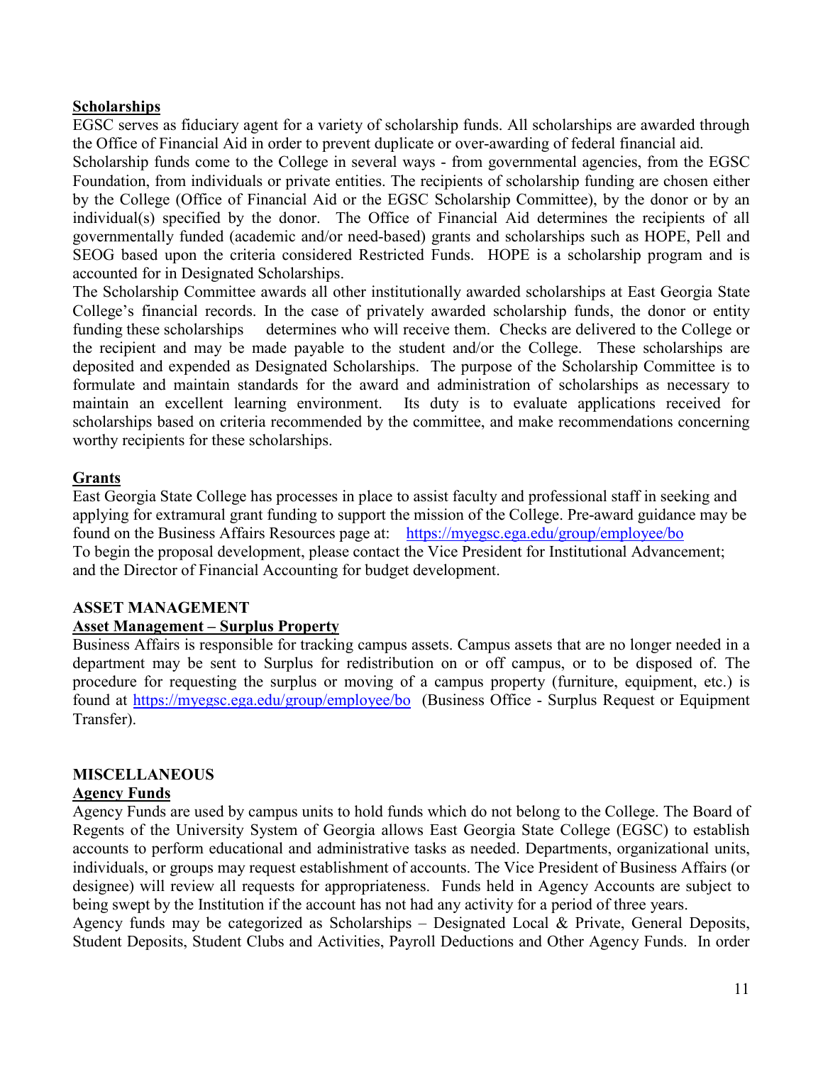**Scholarships**

EGSC serves as fiduciary agent for a variety of scholarship funds. All scholarships are awarded through the Office of Financial Aid in order to prevent duplicate or over-awarding of federal financial aid.

Scholarship funds come to the College in several ways - from governmental agencies, from the EGSC Foundation, from individuals or private entities. The recipients of scholarship funding are chosen either by the College (Office of Financial Aid or the EGSC Scholarship Committee), by the donor or by an individual(s) specified by the donor. The Office of Financial Aid determines the recipients of all governmentally funded (academic and/or need-based) grants and scholarships such as HOPE, Pell and SEOG based upon the criteria considered Restricted Funds. HOPE is a scholarship program and is accounted for in Designated Scholarships.

The Scholarship Committee awards all other institutionally awarded scholarships at East Georgia State College's financial records. In the case of privately awarded scholarship funds, the donor or entity funding these scholarships determines who will receive them. Checks are delivered to the College or the recipient and may be made payable to the student and/or the College. These scholarships are deposited and expended as Designated Scholarships. The purpose of the Scholarship Committee is to formulate and maintain standards for the award and administration of scholarships as necessary to maintain an excellent learning environment. Its duty is to evaluate applications received for scholarships based on criteria recommended by the committee, and make recommendations concerning worthy recipients for these scholarships.

**Grants**

East Georgia State College has processes in place to assist faculty and professional staff in seeking and applying for extramural grant funding to support the mission of the College. Pre-award guidance may be found on the Business Affairs Resources page at: https://myegsc.ega.edu/group/employee/bo

To begin the proposal development, please contact the Vice President for Institutional Advancement; and the Director of Financial Accounting for budget development.

## ASSET MANAGEMENT

**Asset Management – Surplus Property**

Business Affairs is responsible for tracking campus assets. Campus assets that are no longer needed in a department may be sent to Surplus for redistribution on or off campus, or to be disposed of. The procedure for requesting the surplus or moving of a campus property (furniture, equipment, etc.) is found at https://myegsc.ega.edu/group/employee/bo (Business Office - Surplus Request or Equipment Transfer).

## MISCELLANEOUS

**Agency Funds**

Agency Funds are used by campus units to hold funds which do not belong to the College. The Board of Regents of the University System of Georgia allows East Georgia State College (EGSC) to establish accounts to perform educational and administrative tasks as needed. Departments, organizational units, individuals, or groups may request establishment of accounts. The Vice President of Business Affairs (or designee) will review all requests for appropriateness. Funds held in Agency Accounts are subject to being swept by the Institution if the account has not had any activity for a period of three years.

Agency funds may be categorized as Scholarships – Designated Local & Private, General Deposits, Student Deposits, Student Clubs and Activities, Payroll Deductions and Other Agency Funds. In order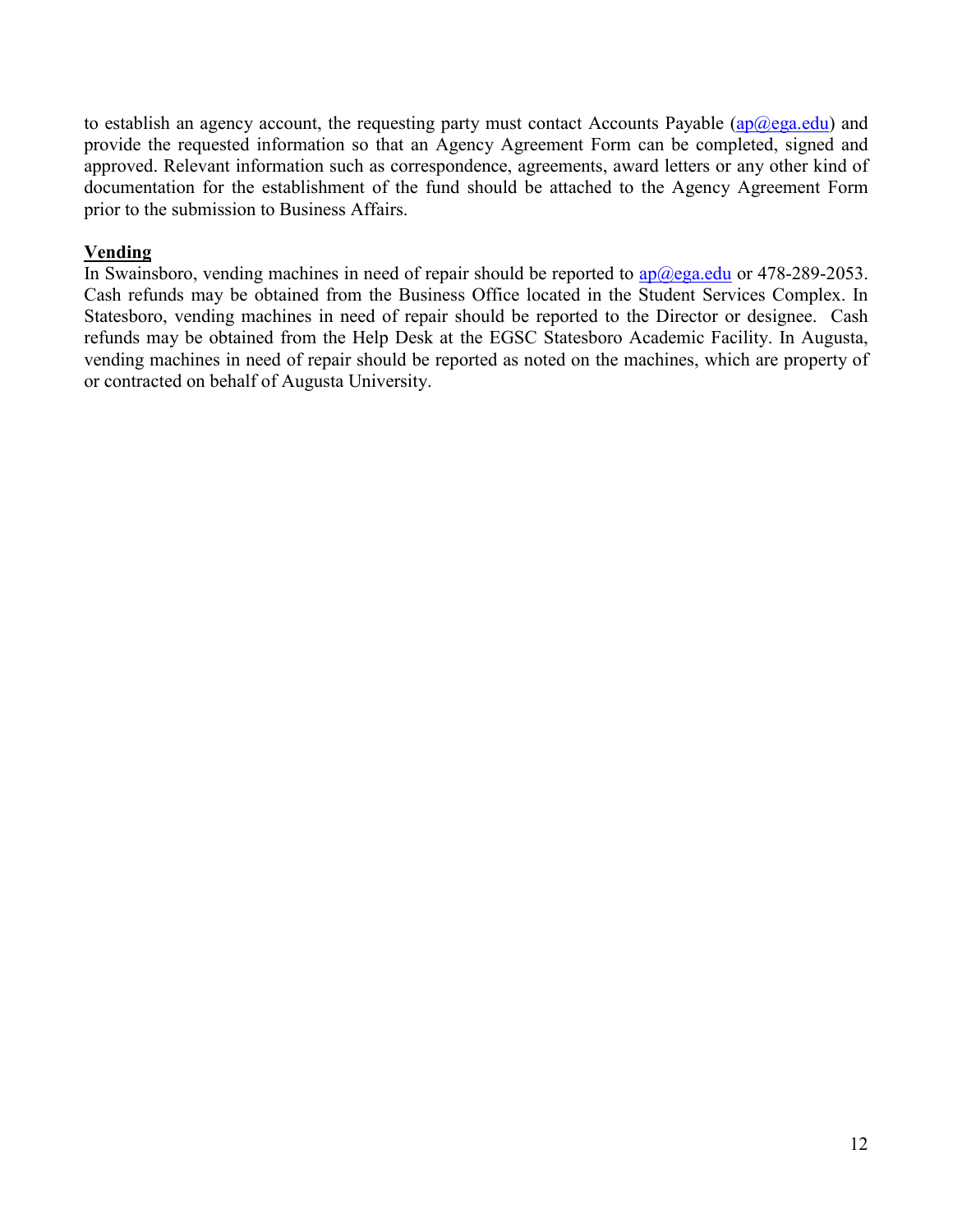to establish an agency account, the requesting party must contact Accounts Payable (ap@ega.edu) and provide the requested information so that an Agency Agreement Form can be completed, signed and approved. Relevant information such as correspondence, agreements, award letters or any other kind of documentation for the establishment of the fund should be attached to the Agency Agreement Form prior to the submission to Business Affairs.

**Vending**

In Swainsboro, vending machines in need of repair should be reported to ap@ega.edu or 478-289-2053. Cash refunds may be obtained from the Business Office located in the Student Services Complex. In Statesboro, vending machines in need of repair should be reported to the Director or designee. Cash refunds may be obtained from the Help Desk at the EGSC Statesboro Academic Facility. In Augusta, vending machines in need of repair should be reported as noted on the machines, which are property of or contracted on behalf of Augusta University.